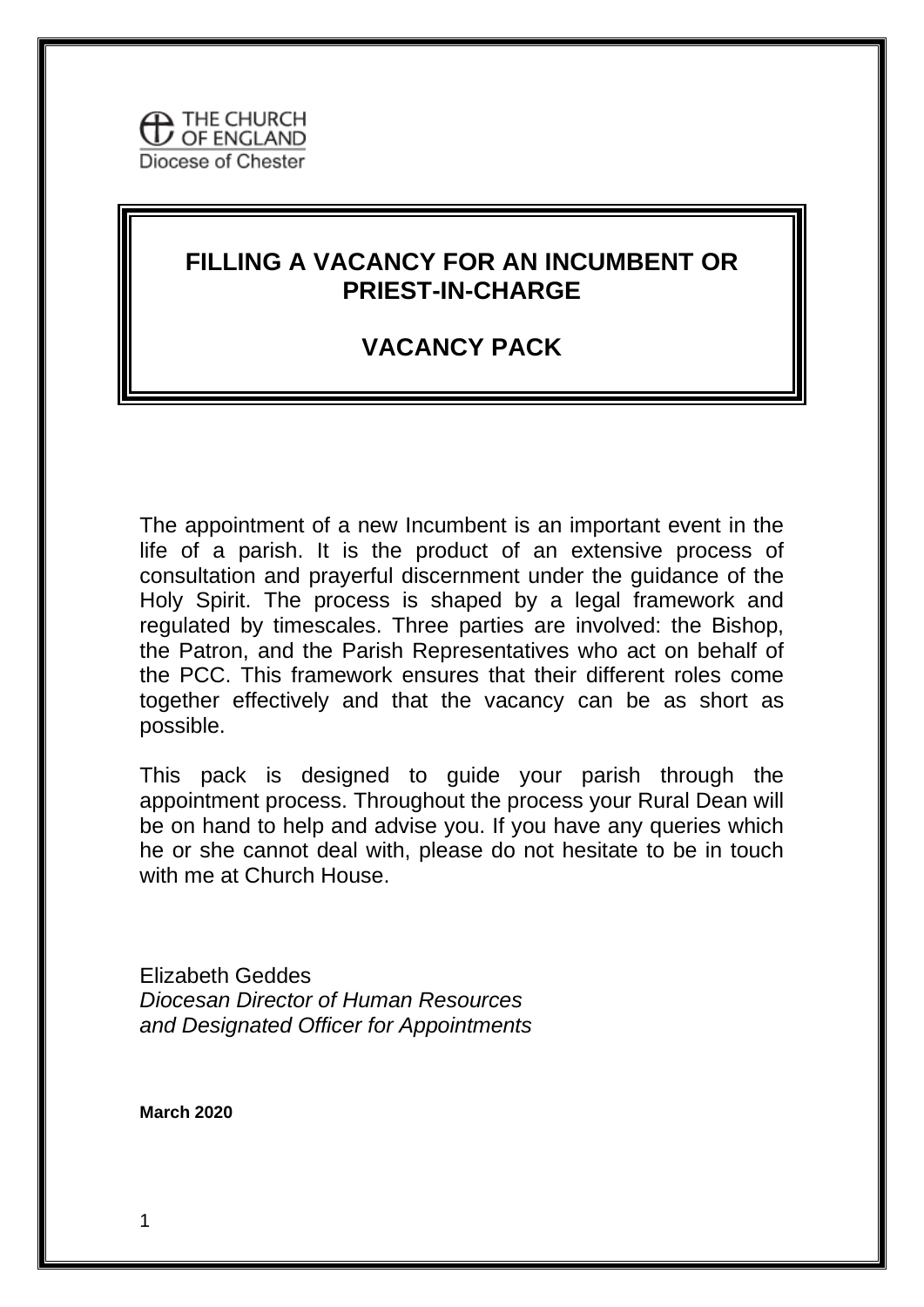THE CHURCH OF ENGLAND
Diocese of Chester

# FILLING A VACANCY FOR AN INCUMBENT OR PRIEST-IN-CHARGE

# VACANCY PACK

The appointment of a new Incumbent is an important event in the life of a parish. It is the product of an extensive process of consultation and prayerful discernment under the guidance of the Holy Spirit. The process is shaped by a legal framework and regulated by timescales. Three parties are involved: the Bishop, the Patron, and the Parish Representatives who act on behalf of the PCC. This framework ensures that their different roles come together effectively and that the vacancy can be as short as possible.

This pack is designed to guide your parish through the appointment process. Throughout the process your Rural Dean will be on hand to help and advise you. If you have any queries which he or she cannot deal with, please do not hesitate to be in touch with me at Church House.

Elizabeth Geddes
*Diocesan Director of Human Resources*
*and Designated Officer for Appointments*

**March 2020**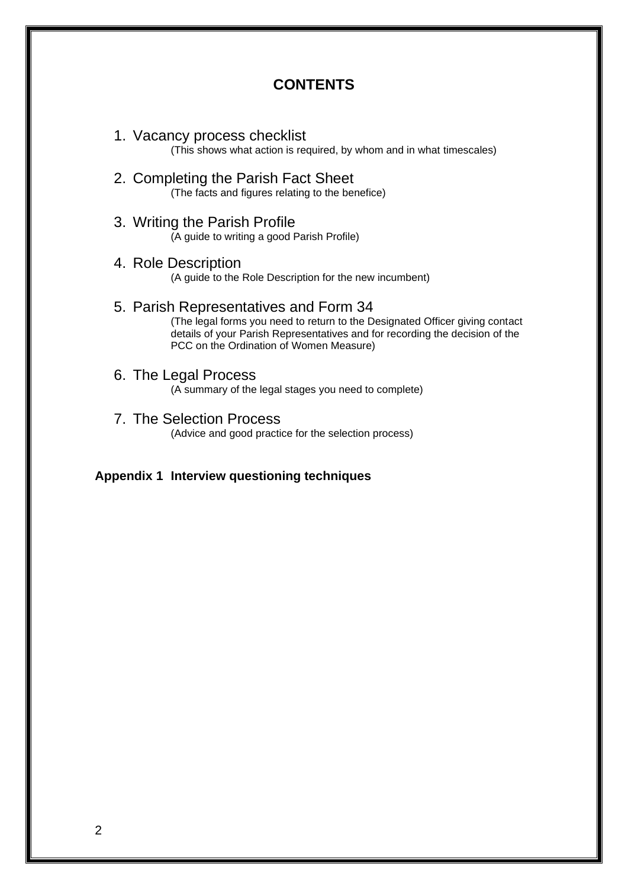# CONTENTS

1. Vacancy process checklist
   (This shows what action is required, by whom and in what timescales)

2. Completing the Parish Fact Sheet
   (The facts and figures relating to the benefice)

3. Writing the Parish Profile
   (A guide to writing a good Parish Profile)

4. Role Description
   (A guide to the Role Description for the new incumbent)

5. Parish Representatives and Form 34
   (The legal forms you need to return to the Designated Officer giving contact details of your Parish Representatives and for recording the decision of the PCC on the Ordination of Women Measure)

6. The Legal Process
   (A summary of the legal stages you need to complete)

7. The Selection Process
   (Advice and good practice for the selection process)

**Appendix 1 Interview questioning techniques**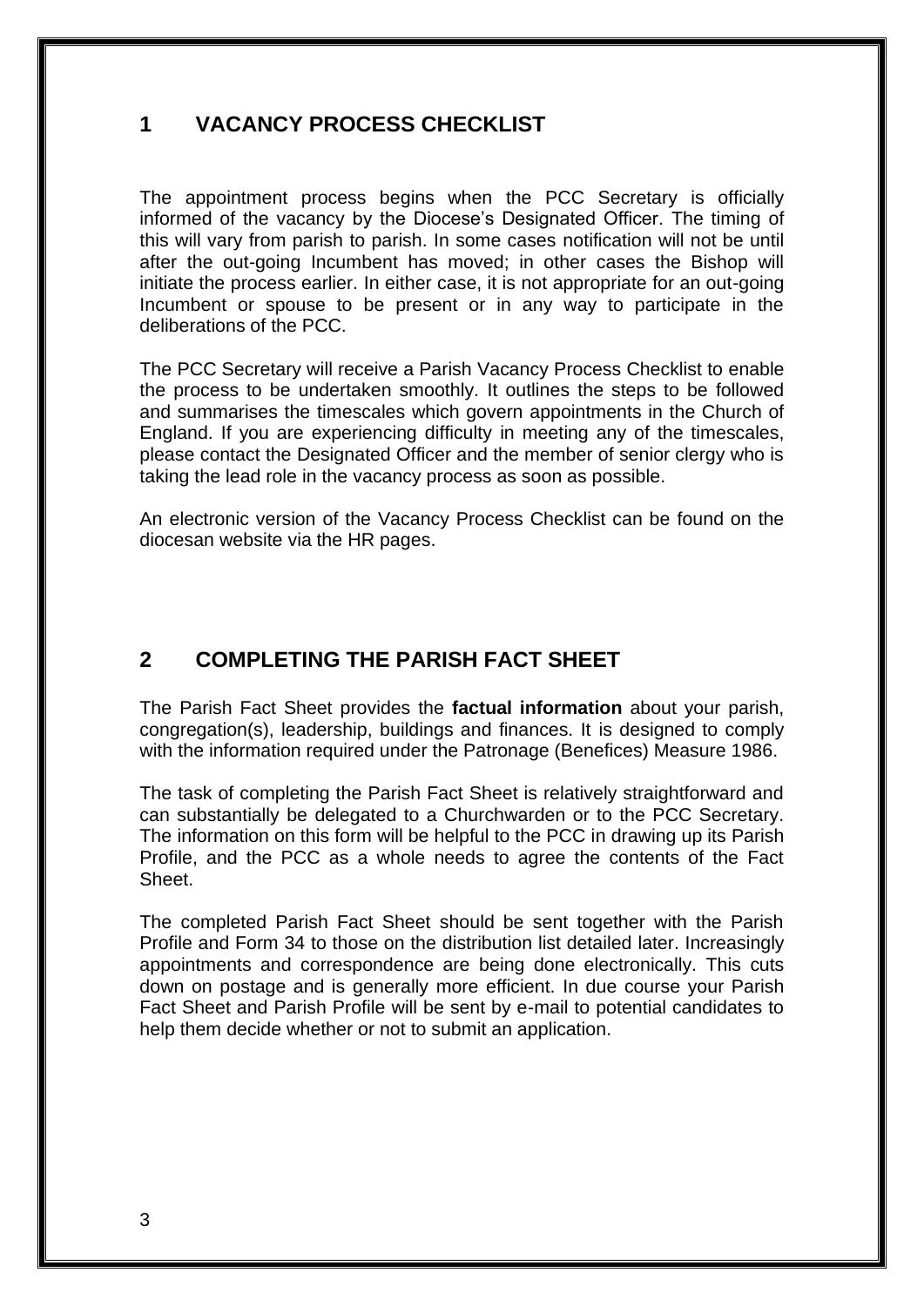## 1 VACANCY PROCESS CHECKLIST

The appointment process begins when the PCC Secretary is officially informed of the vacancy by the Diocese's Designated Officer. The timing of this will vary from parish to parish. In some cases notification will not be until after the out-going Incumbent has moved; in other cases the Bishop will initiate the process earlier. In either case, it is not appropriate for an out-going Incumbent or spouse to be present or in any way to participate in the deliberations of the PCC.

The PCC Secretary will receive a Parish Vacancy Process Checklist to enable the process to be undertaken smoothly. It outlines the steps to be followed and summarises the timescales which govern appointments in the Church of England. If you are experiencing difficulty in meeting any of the timescales, please contact the Designated Officer and the member of senior clergy who is taking the lead role in the vacancy process as soon as possible.

An electronic version of the Vacancy Process Checklist can be found on the diocesan website via the HR pages.

## 2 COMPLETING THE PARISH FACT SHEET

The Parish Fact Sheet provides the **factual information** about your parish, congregation(s), leadership, buildings and finances. It is designed to comply with the information required under the Patronage (Benefices) Measure 1986.

The task of completing the Parish Fact Sheet is relatively straightforward and can substantially be delegated to a Churchwarden or to the PCC Secretary. The information on this form will be helpful to the PCC in drawing up its Parish Profile, and the PCC as a whole needs to agree the contents of the Fact Sheet.

The completed Parish Fact Sheet should be sent together with the Parish Profile and Form 34 to those on the distribution list detailed later. Increasingly appointments and correspondence are being done electronically. This cuts down on postage and is generally more efficient. In due course your Parish Fact Sheet and Parish Profile will be sent by e-mail to potential candidates to help them decide whether or not to submit an application.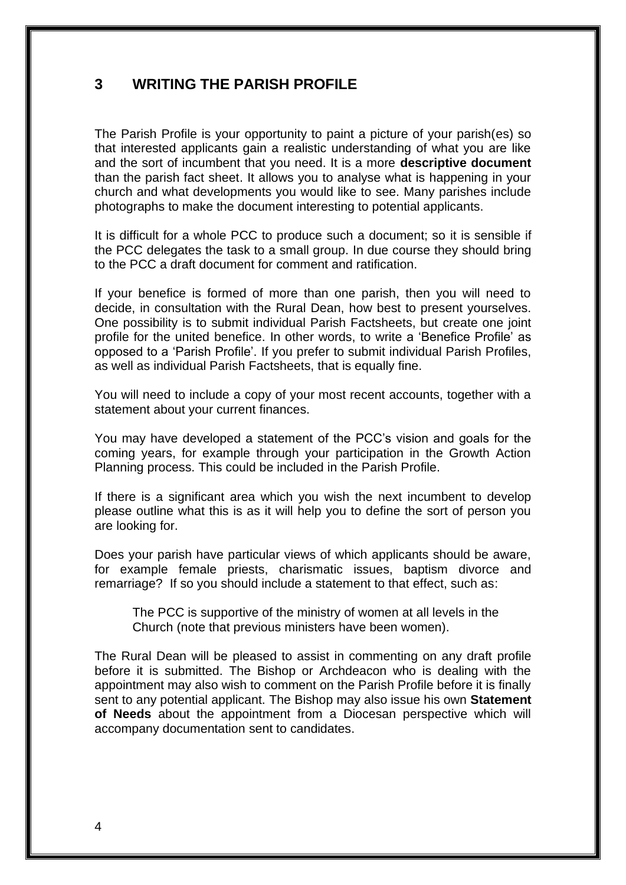## 3 WRITING THE PARISH PROFILE

The Parish Profile is your opportunity to paint a picture of your parish(es) so that interested applicants gain a realistic understanding of what you are like and the sort of incumbent that you need. It is a more **descriptive document** than the parish fact sheet. It allows you to analyse what is happening in your church and what developments you would like to see. Many parishes include photographs to make the document interesting to potential applicants.

It is difficult for a whole PCC to produce such a document; so it is sensible if the PCC delegates the task to a small group. In due course they should bring to the PCC a draft document for comment and ratification.

If your benefice is formed of more than one parish, then you will need to decide, in consultation with the Rural Dean, how best to present yourselves. One possibility is to submit individual Parish Factsheets, but create one joint profile for the united benefice. In other words, to write a 'Benefice Profile' as opposed to a 'Parish Profile'. If you prefer to submit individual Parish Profiles, as well as individual Parish Factsheets, that is equally fine.

You will need to include a copy of your most recent accounts, together with a statement about your current finances.

You may have developed a statement of the PCC's vision and goals for the coming years, for example through your participation in the Growth Action Planning process. This could be included in the Parish Profile.

If there is a significant area which you wish the next incumbent to develop please outline what this is as it will help you to define the sort of person you are looking for.

Does your parish have particular views of which applicants should be aware, for example female priests, charismatic issues, baptism divorce and remarriage? If so you should include a statement to that effect, such as:

> The PCC is supportive of the ministry of women at all levels in the Church (note that previous ministers have been women).

The Rural Dean will be pleased to assist in commenting on any draft profile before it is submitted. The Bishop or Archdeacon who is dealing with the appointment may also wish to comment on the Parish Profile before it is finally sent to any potential applicant. The Bishop may also issue his own **Statement of Needs** about the appointment from a Diocesan perspective which will accompany documentation sent to candidates.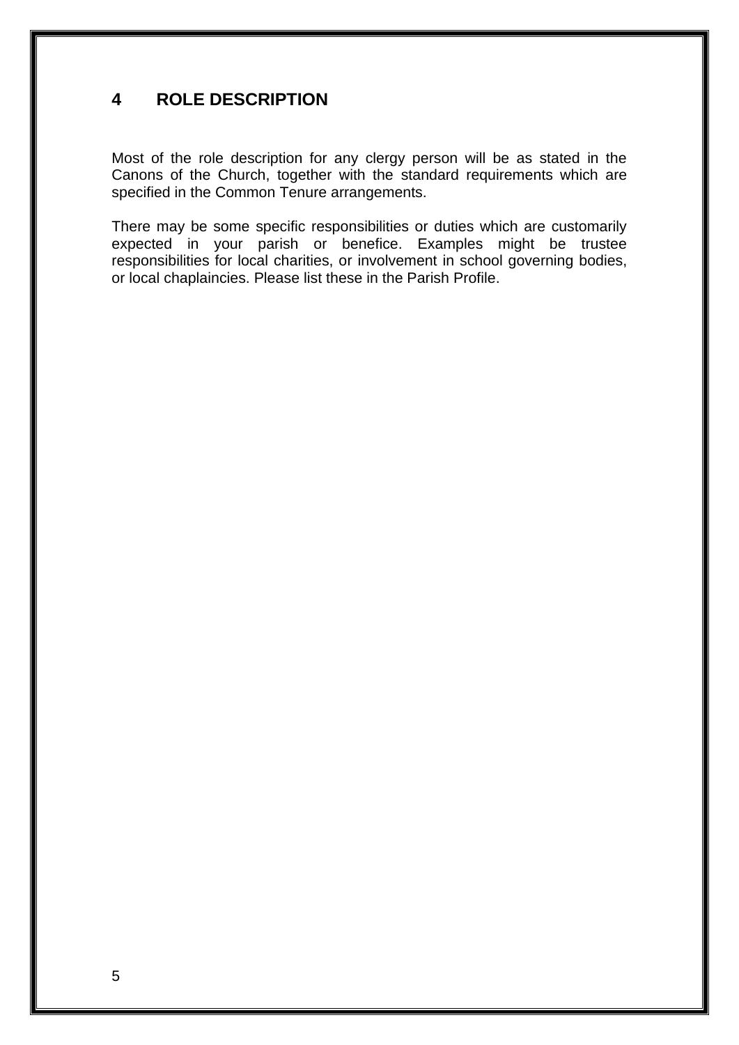## 4 ROLE DESCRIPTION

Most of the role description for any clergy person will be as stated in the Canons of the Church, together with the standard requirements which are specified in the Common Tenure arrangements.

There may be some specific responsibilities or duties which are customarily expected in your parish or benefice. Examples might be trustee responsibilities for local charities, or involvement in school governing bodies, or local chaplaincies. Please list these in the Parish Profile.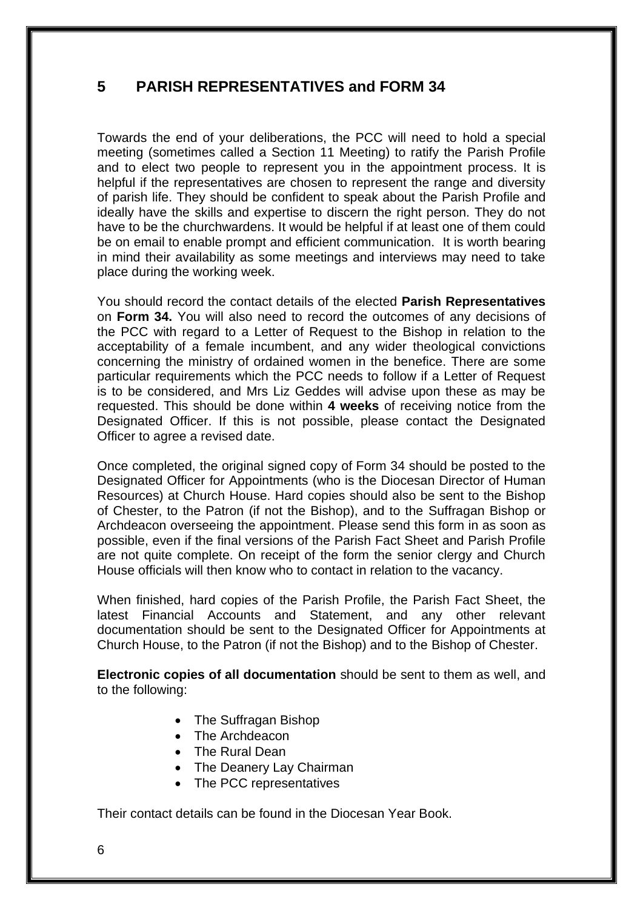## 5 PARISH REPRESENTATIVES and FORM 34

Towards the end of your deliberations, the PCC will need to hold a special meeting (sometimes called a Section 11 Meeting) to ratify the Parish Profile and to elect two people to represent you in the appointment process. It is helpful if the representatives are chosen to represent the range and diversity of parish life. They should be confident to speak about the Parish Profile and ideally have the skills and expertise to discern the right person. They do not have to be the churchwardens. It would be helpful if at least one of them could be on email to enable prompt and efficient communication. It is worth bearing in mind their availability as some meetings and interviews may need to take place during the working week.

You should record the contact details of the elected **Parish Representatives** on **Form 34.** You will also need to record the outcomes of any decisions of the PCC with regard to a Letter of Request to the Bishop in relation to the acceptability of a female incumbent, and any wider theological convictions concerning the ministry of ordained women in the benefice. There are some particular requirements which the PCC needs to follow if a Letter of Request is to be considered, and Mrs Liz Geddes will advise upon these as may be requested. This should be done within **4 weeks** of receiving notice from the Designated Officer. If this is not possible, please contact the Designated Officer to agree a revised date.

Once completed, the original signed copy of Form 34 should be posted to the Designated Officer for Appointments (who is the Diocesan Director of Human Resources) at Church House. Hard copies should also be sent to the Bishop of Chester, to the Patron (if not the Bishop), and to the Suffragan Bishop or Archdeacon overseeing the appointment. Please send this form in as soon as possible, even if the final versions of the Parish Fact Sheet and Parish Profile are not quite complete. On receipt of the form the senior clergy and Church House officials will then know who to contact in relation to the vacancy.

When finished, hard copies of the Parish Profile, the Parish Fact Sheet, the latest Financial Accounts and Statement, and any other relevant documentation should be sent to the Designated Officer for Appointments at Church House, to the Patron (if not the Bishop) and to the Bishop of Chester.

**Electronic copies of all documentation** should be sent to them as well, and to the following:

- The Suffragan Bishop
- The Archdeacon
- The Rural Dean
- The Deanery Lay Chairman
- The PCC representatives

Their contact details can be found in the Diocesan Year Book.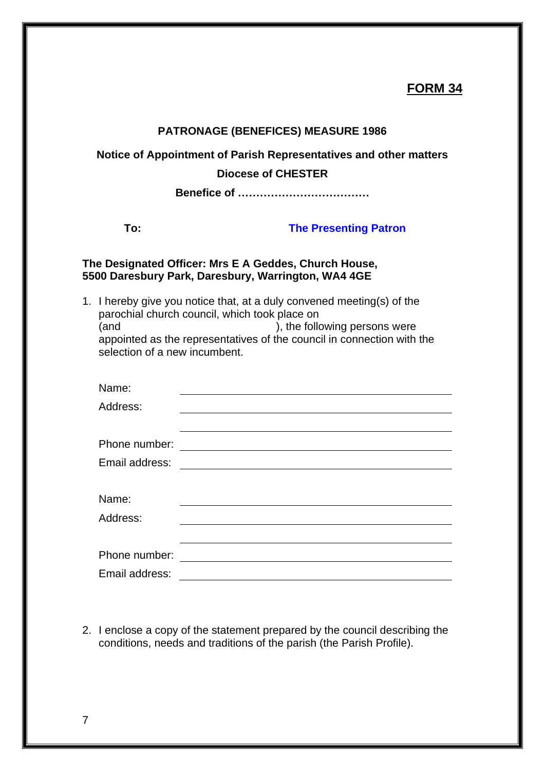**FORM 34**

**PATRONAGE (BENEFICES) MEASURE 1986**

**Notice of Appointment of Parish Representatives and other matters**

**Diocese of CHESTER**

**Benefice of ………………………………**

**To:** **The Presenting Patron**

**The Designated Officer: Mrs E A Geddes, Church House, 5500 Daresbury Park, Daresbury, Warrington, WA4 4GE**

1. I hereby give you notice that, at a duly convened meeting(s) of the parochial church council, which took place on (and ), the following persons were appointed as the representatives of the council in connection with the selection of a new incumbent.

Name: \_\_\_\_\_\_\_\_\_\_\_\_\_\_\_\_\_\_\_\_\_\_\_\_\_\_\_\_\_\_\_\_\_\_\_\_\_\_\_\_

Address: \_\_\_\_\_\_\_\_\_\_\_\_\_\_\_\_\_\_\_\_\_\_\_\_\_\_\_\_\_\_\_\_\_\_\_\_\_\_\_\_

\_\_\_\_\_\_\_\_\_\_\_\_\_\_\_\_\_\_\_\_\_\_\_\_\_\_\_\_\_\_\_\_\_\_\_\_\_\_\_\_

Phone number: \_\_\_\_\_\_\_\_\_\_\_\_\_\_\_\_\_\_\_\_\_\_\_\_\_\_\_\_\_\_\_\_\_\_\_\_\_\_\_\_

Email address: \_\_\_\_\_\_\_\_\_\_\_\_\_\_\_\_\_\_\_\_\_\_\_\_\_\_\_\_\_\_\_\_\_\_\_\_\_\_\_\_

Name: \_\_\_\_\_\_\_\_\_\_\_\_\_\_\_\_\_\_\_\_\_\_\_\_\_\_\_\_\_\_\_\_\_\_\_\_\_\_\_\_

Address: \_\_\_\_\_\_\_\_\_\_\_\_\_\_\_\_\_\_\_\_\_\_\_\_\_\_\_\_\_\_\_\_\_\_\_\_\_\_\_\_

\_\_\_\_\_\_\_\_\_\_\_\_\_\_\_\_\_\_\_\_\_\_\_\_\_\_\_\_\_\_\_\_\_\_\_\_\_\_\_\_

Phone number: \_\_\_\_\_\_\_\_\_\_\_\_\_\_\_\_\_\_\_\_\_\_\_\_\_\_\_\_\_\_\_\_\_\_\_\_\_\_\_\_

Email address: \_\_\_\_\_\_\_\_\_\_\_\_\_\_\_\_\_\_\_\_\_\_\_\_\_\_\_\_\_\_\_\_\_\_\_\_\_\_\_\_

2. I enclose a copy of the statement prepared by the council describing the conditions, needs and traditions of the parish (the Parish Profile).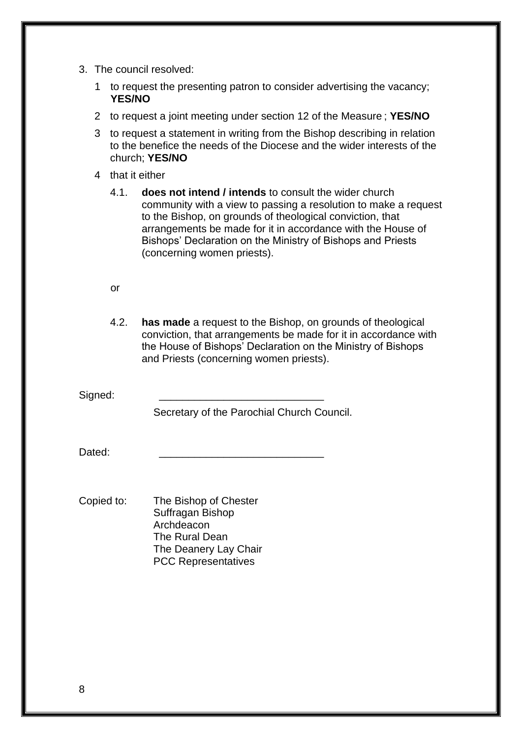3. The council resolved:

   1 to request the presenting patron to consider advertising the vacancy; **YES/NO**

   2 to request a joint meeting under section 12 of the Measure ; **YES/NO**

   3 to request a statement in writing from the Bishop describing in relation to the benefice the needs of the Diocese and the wider interests of the church; **YES/NO**

   4 that it either

      4.1. **does not intend / intends** to consult the wider church community with a view to passing a resolution to make a request to the Bishop, on grounds of theological conviction, that arrangements be made for it in accordance with the House of Bishops' Declaration on the Ministry of Bishops and Priests (concerning women priests).

      or

      4.2. **has made** a request to the Bishop, on grounds of theological conviction, that arrangements be made for it in accordance with the House of Bishops' Declaration on the Ministry of Bishops and Priests (concerning women priests).

Signed: ____________________________

Secretary of the Parochial Church Council.

Dated: ____________________________

Copied to: The Bishop of Chester
Suffragan Bishop
Archdeacon
The Rural Dean
The Deanery Lay Chair
PCC Representatives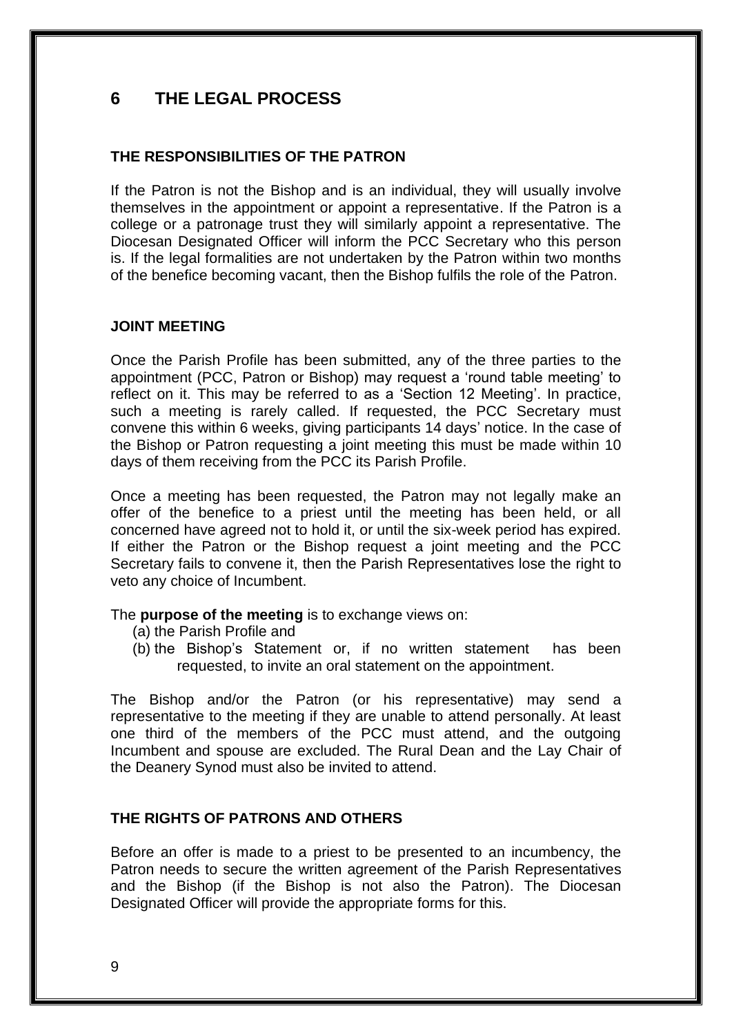# 6 THE LEGAL PROCESS

### THE RESPONSIBILITIES OF THE PATRON

If the Patron is not the Bishop and is an individual, they will usually involve themselves in the appointment or appoint a representative. If the Patron is a college or a patronage trust they will similarly appoint a representative. The Diocesan Designated Officer will inform the PCC Secretary who this person is. If the legal formalities are not undertaken by the Patron within two months of the benefice becoming vacant, then the Bishop fulfils the role of the Patron.

### JOINT MEETING

Once the Parish Profile has been submitted, any of the three parties to the appointment (PCC, Patron or Bishop) may request a 'round table meeting' to reflect on it. This may be referred to as a 'Section 12 Meeting'. In practice, such a meeting is rarely called. If requested, the PCC Secretary must convene this within 6 weeks, giving participants 14 days' notice. In the case of the Bishop or Patron requesting a joint meeting this must be made within 10 days of them receiving from the PCC its Parish Profile.

Once a meeting has been requested, the Patron may not legally make an offer of the benefice to a priest until the meeting has been held, or all concerned have agreed not to hold it, or until the six-week period has expired. If either the Patron or the Bishop request a joint meeting and the PCC Secretary fails to convene it, then the Parish Representatives lose the right to veto any choice of Incumbent.

The **purpose of the meeting** is to exchange views on:

(a) the Parish Profile and
(b) the Bishop's Statement or, if no written statement has been requested, to invite an oral statement on the appointment.

The Bishop and/or the Patron (or his representative) may send a representative to the meeting if they are unable to attend personally. At least one third of the members of the PCC must attend, and the outgoing Incumbent and spouse are excluded. The Rural Dean and the Lay Chair of the Deanery Synod must also be invited to attend.

### THE RIGHTS OF PATRONS AND OTHERS

Before an offer is made to a priest to be presented to an incumbency, the Patron needs to secure the written agreement of the Parish Representatives and the Bishop (if the Bishop is not also the Patron). The Diocesan Designated Officer will provide the appropriate forms for this.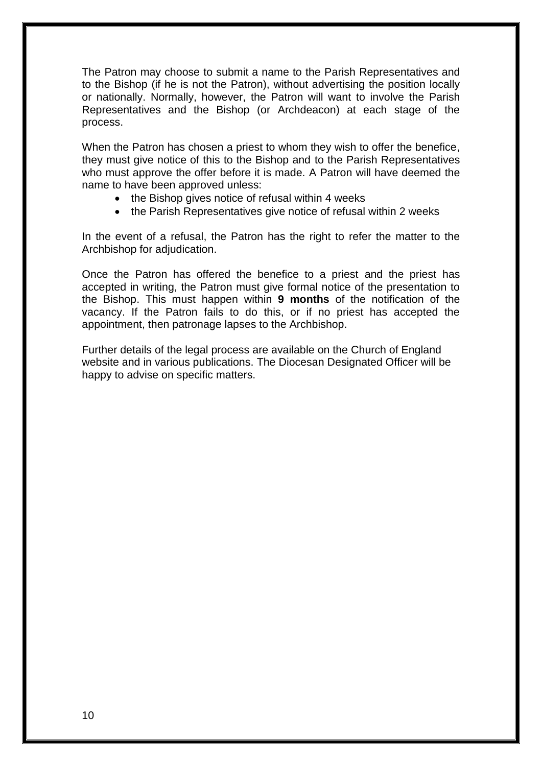The Patron may choose to submit a name to the Parish Representatives and to the Bishop (if he is not the Patron), without advertising the position locally or nationally. Normally, however, the Patron will want to involve the Parish Representatives and the Bishop (or Archdeacon) at each stage of the process.

When the Patron has chosen a priest to whom they wish to offer the benefice, they must give notice of this to the Bishop and to the Parish Representatives who must approve the offer before it is made. A Patron will have deemed the name to have been approved unless:

- the Bishop gives notice of refusal within 4 weeks
- the Parish Representatives give notice of refusal within 2 weeks

In the event of a refusal, the Patron has the right to refer the matter to the Archbishop for adjudication.

Once the Patron has offered the benefice to a priest and the priest has accepted in writing, the Patron must give formal notice of the presentation to the Bishop. This must happen within **9 months** of the notification of the vacancy. If the Patron fails to do this, or if no priest has accepted the appointment, then patronage lapses to the Archbishop.

Further details of the legal process are available on the Church of England website and in various publications. The Diocesan Designated Officer will be happy to advise on specific matters.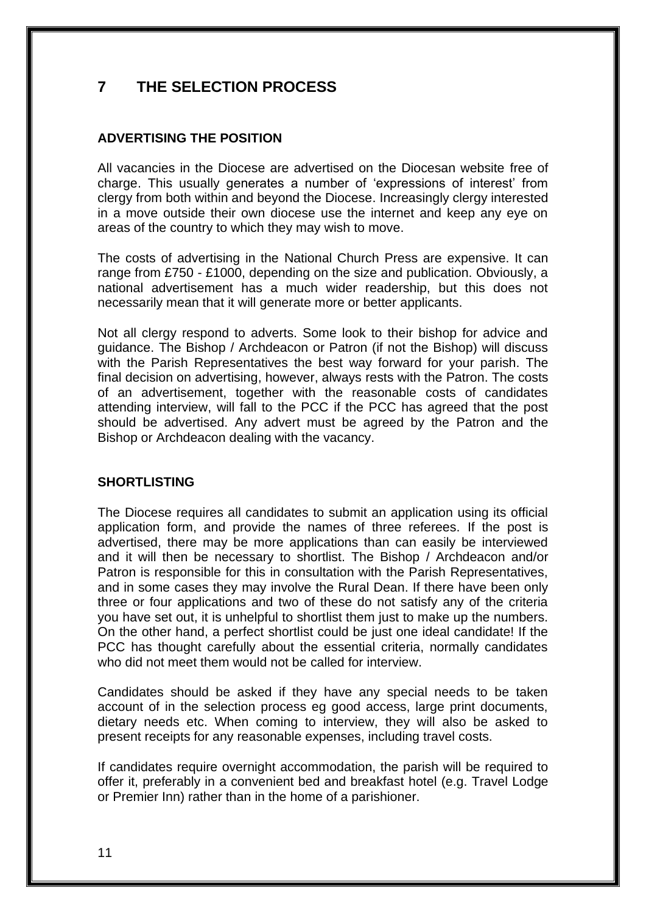## 7 THE SELECTION PROCESS

### ADVERTISING THE POSITION

All vacancies in the Diocese are advertised on the Diocesan website free of charge. This usually generates a number of 'expressions of interest' from clergy from both within and beyond the Diocese. Increasingly clergy interested in a move outside their own diocese use the internet and keep any eye on areas of the country to which they may wish to move.

The costs of advertising in the National Church Press are expensive. It can range from £750 - £1000, depending on the size and publication. Obviously, a national advertisement has a much wider readership, but this does not necessarily mean that it will generate more or better applicants.

Not all clergy respond to adverts. Some look to their bishop for advice and guidance. The Bishop / Archdeacon or Patron (if not the Bishop) will discuss with the Parish Representatives the best way forward for your parish. The final decision on advertising, however, always rests with the Patron. The costs of an advertisement, together with the reasonable costs of candidates attending interview, will fall to the PCC if the PCC has agreed that the post should be advertised. Any advert must be agreed by the Patron and the Bishop or Archdeacon dealing with the vacancy.

### SHORTLISTING

The Diocese requires all candidates to submit an application using its official application form, and provide the names of three referees. If the post is advertised, there may be more applications than can easily be interviewed and it will then be necessary to shortlist. The Bishop / Archdeacon and/or Patron is responsible for this in consultation with the Parish Representatives, and in some cases they may involve the Rural Dean. If there have been only three or four applications and two of these do not satisfy any of the criteria you have set out, it is unhelpful to shortlist them just to make up the numbers. On the other hand, a perfect shortlist could be just one ideal candidate! If the PCC has thought carefully about the essential criteria, normally candidates who did not meet them would not be called for interview.

Candidates should be asked if they have any special needs to be taken account of in the selection process eg good access, large print documents, dietary needs etc. When coming to interview, they will also be asked to present receipts for any reasonable expenses, including travel costs.

If candidates require overnight accommodation, the parish will be required to offer it, preferably in a convenient bed and breakfast hotel (e.g. Travel Lodge or Premier Inn) rather than in the home of a parishioner.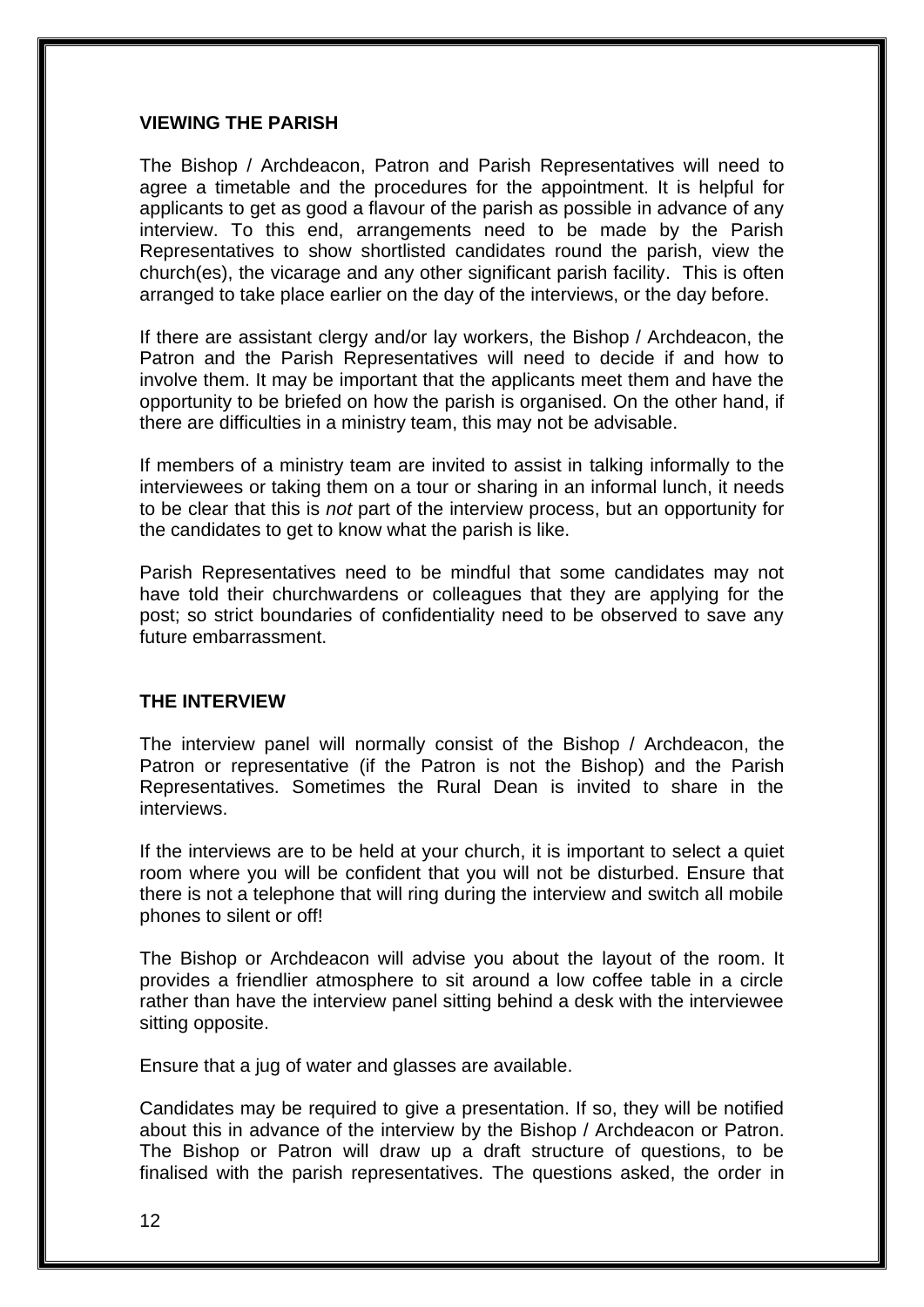## VIEWING THE PARISH

The Bishop / Archdeacon, Patron and Parish Representatives will need to agree a timetable and the procedures for the appointment. It is helpful for applicants to get as good a flavour of the parish as possible in advance of any interview. To this end, arrangements need to be made by the Parish Representatives to show shortlisted candidates round the parish, view the church(es), the vicarage and any other significant parish facility. This is often arranged to take place earlier on the day of the interviews, or the day before.

If there are assistant clergy and/or lay workers, the Bishop / Archdeacon, the Patron and the Parish Representatives will need to decide if and how to involve them. It may be important that the applicants meet them and have the opportunity to be briefed on how the parish is organised. On the other hand, if there are difficulties in a ministry team, this may not be advisable.

If members of a ministry team are invited to assist in talking informally to the interviewees or taking them on a tour or sharing in an informal lunch, it needs to be clear that this is *not* part of the interview process, but an opportunity for the candidates to get to know what the parish is like.

Parish Representatives need to be mindful that some candidates may not have told their churchwardens or colleagues that they are applying for the post; so strict boundaries of confidentiality need to be observed to save any future embarrassment.

## THE INTERVIEW

The interview panel will normally consist of the Bishop / Archdeacon, the Patron or representative (if the Patron is not the Bishop) and the Parish Representatives. Sometimes the Rural Dean is invited to share in the interviews.

If the interviews are to be held at your church, it is important to select a quiet room where you will be confident that you will not be disturbed. Ensure that there is not a telephone that will ring during the interview and switch all mobile phones to silent or off!

The Bishop or Archdeacon will advise you about the layout of the room. It provides a friendlier atmosphere to sit around a low coffee table in a circle rather than have the interview panel sitting behind a desk with the interviewee sitting opposite.

Ensure that a jug of water and glasses are available.

Candidates may be required to give a presentation. If so, they will be notified about this in advance of the interview by the Bishop / Archdeacon or Patron. The Bishop or Patron will draw up a draft structure of questions, to be finalised with the parish representatives. The questions asked, the order in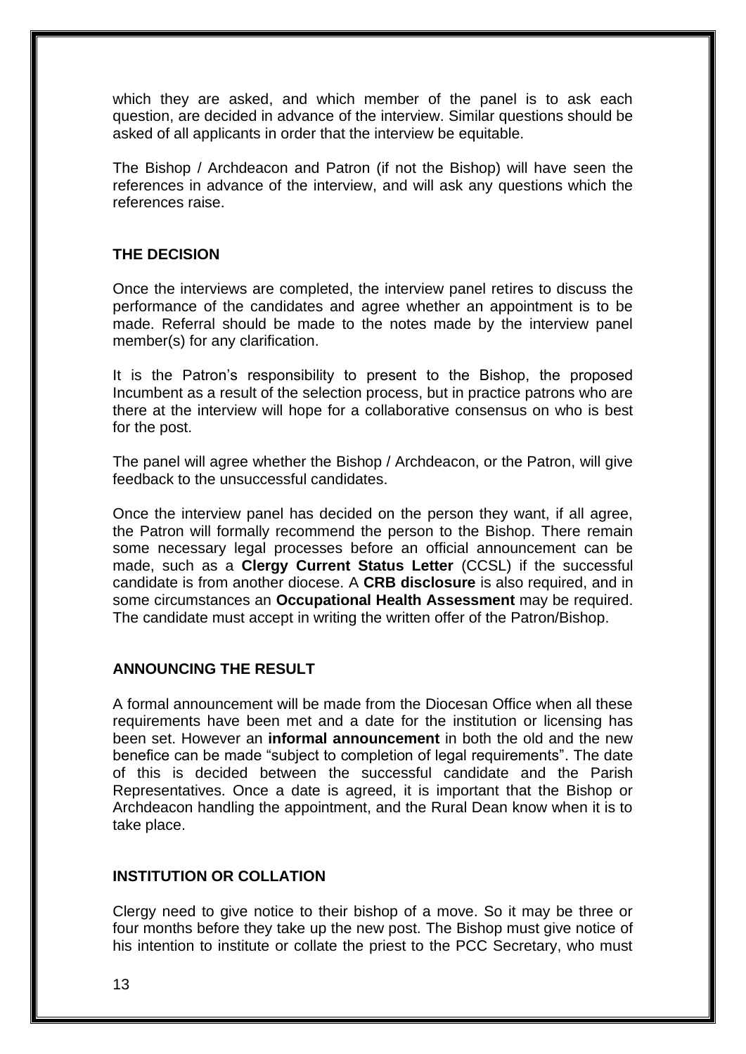which they are asked, and which member of the panel is to ask each question, are decided in advance of the interview. Similar questions should be asked of all applicants in order that the interview be equitable.

The Bishop / Archdeacon and Patron (if not the Bishop) will have seen the references in advance of the interview, and will ask any questions which the references raise.

## THE DECISION

Once the interviews are completed, the interview panel retires to discuss the performance of the candidates and agree whether an appointment is to be made. Referral should be made to the notes made by the interview panel member(s) for any clarification.

It is the Patron's responsibility to present to the Bishop, the proposed Incumbent as a result of the selection process, but in practice patrons who are there at the interview will hope for a collaborative consensus on who is best for the post.

The panel will agree whether the Bishop / Archdeacon, or the Patron, will give feedback to the unsuccessful candidates.

Once the interview panel has decided on the person they want, if all agree, the Patron will formally recommend the person to the Bishop. There remain some necessary legal processes before an official announcement can be made, such as a **Clergy Current Status Letter** (CCSL) if the successful candidate is from another diocese. A **CRB disclosure** is also required, and in some circumstances an **Occupational Health Assessment** may be required. The candidate must accept in writing the written offer of the Patron/Bishop.

## ANNOUNCING THE RESULT

A formal announcement will be made from the Diocesan Office when all these requirements have been met and a date for the institution or licensing has been set. However an **informal announcement** in both the old and the new benefice can be made "subject to completion of legal requirements". The date of this is decided between the successful candidate and the Parish Representatives. Once a date is agreed, it is important that the Bishop or Archdeacon handling the appointment, and the Rural Dean know when it is to take place.

## INSTITUTION OR COLLATION

Clergy need to give notice to their bishop of a move. So it may be three or four months before they take up the new post. The Bishop must give notice of his intention to institute or collate the priest to the PCC Secretary, who must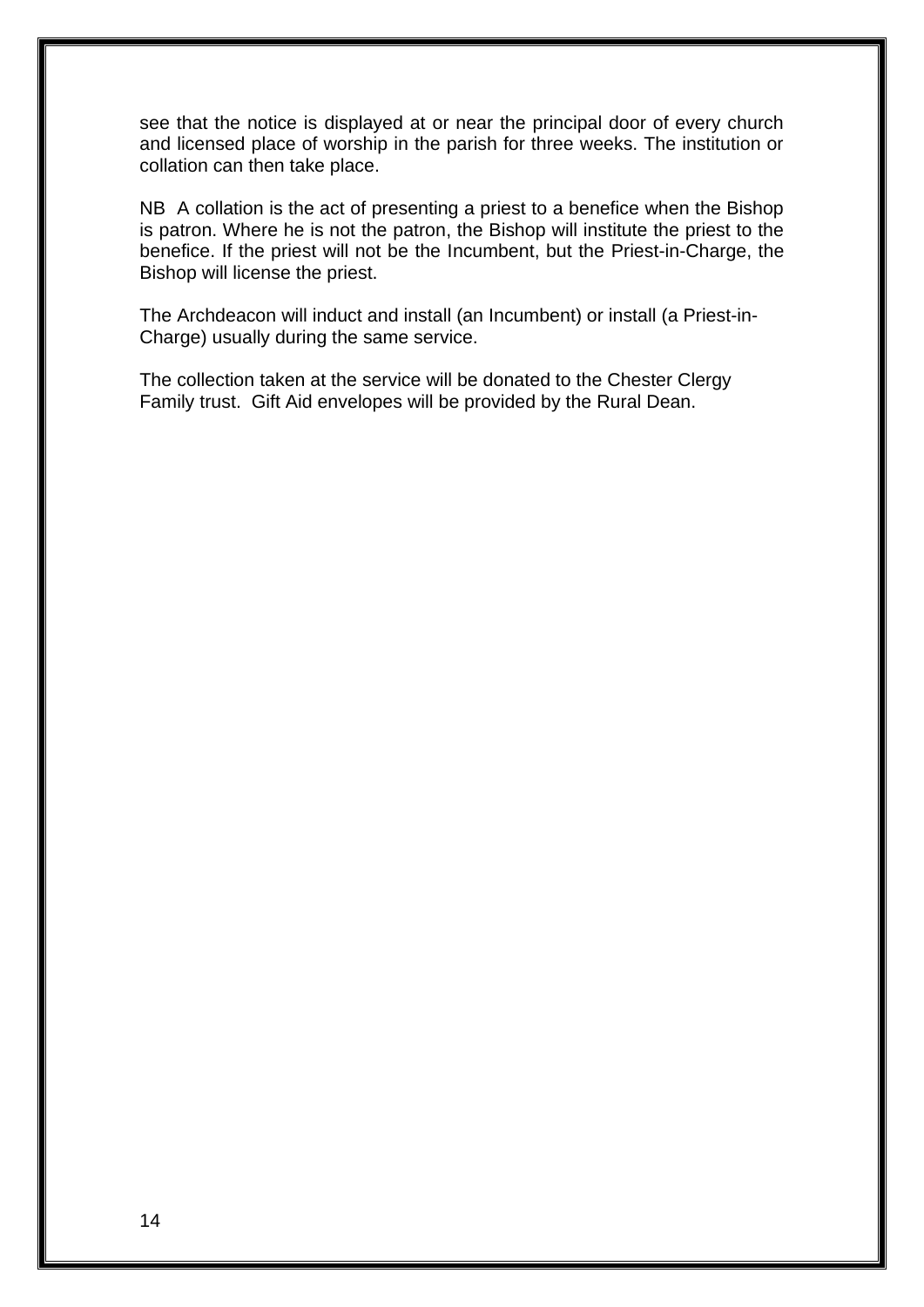see that the notice is displayed at or near the principal door of every church and licensed place of worship in the parish for three weeks. The institution or collation can then take place.

NB  A collation is the act of presenting a priest to a benefice when the Bishop is patron. Where he is not the patron, the Bishop will institute the priest to the benefice. If the priest will not be the Incumbent, but the Priest-in-Charge, the Bishop will license the priest.

The Archdeacon will induct and install (an Incumbent) or install (a Priest-in-Charge) usually during the same service.

The collection taken at the service will be donated to the Chester Clergy Family trust.  Gift Aid envelopes will be provided by the Rural Dean.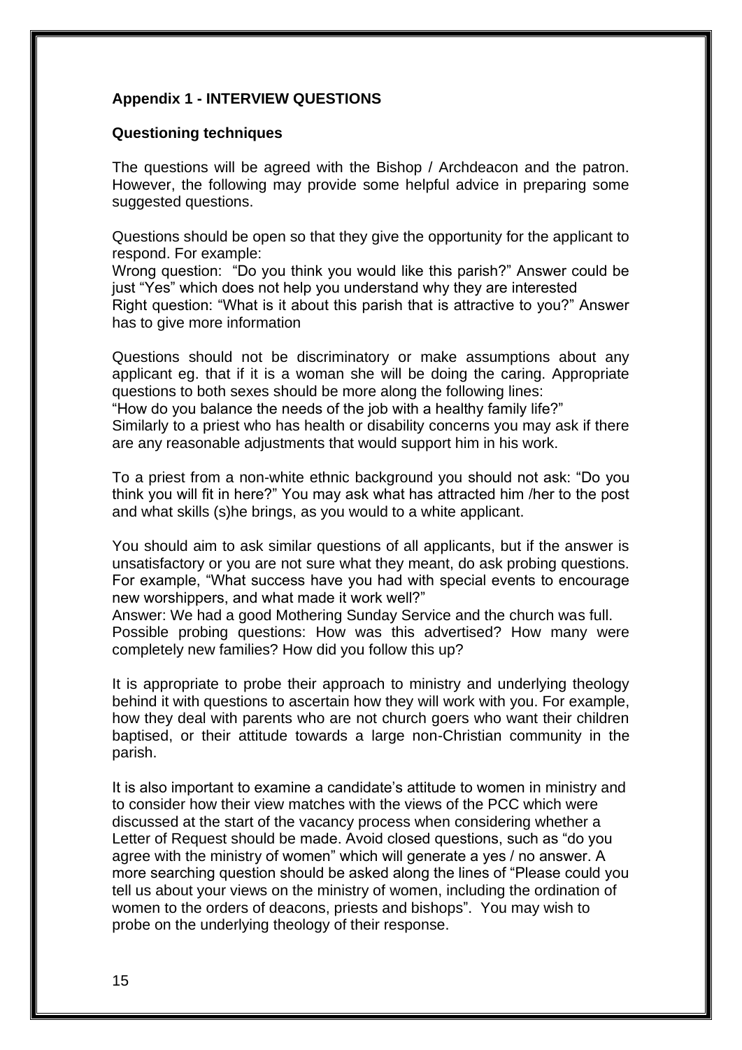## Appendix 1 - INTERVIEW QUESTIONS

### Questioning techniques

The questions will be agreed with the Bishop / Archdeacon and the patron. However, the following may provide some helpful advice in preparing some suggested questions.

Questions should be open so that they give the opportunity for the applicant to respond. For example:
Wrong question: "Do you think you would like this parish?" Answer could be just "Yes" which does not help you understand why they are interested
Right question: "What is it about this parish that is attractive to you?" Answer has to give more information

Questions should not be discriminatory or make assumptions about any applicant eg. that if it is a woman she will be doing the caring. Appropriate questions to both sexes should be more along the following lines:
"How do you balance the needs of the job with a healthy family life?"
Similarly to a priest who has health or disability concerns you may ask if there are any reasonable adjustments that would support him in his work.

To a priest from a non-white ethnic background you should not ask: "Do you think you will fit in here?" You may ask what has attracted him /her to the post and what skills (s)he brings, as you would to a white applicant.

You should aim to ask similar questions of all applicants, but if the answer is unsatisfactory or you are not sure what they meant, do ask probing questions. For example, "What success have you had with special events to encourage new worshippers, and what made it work well?"
Answer: We had a good Mothering Sunday Service and the church was full.
Possible probing questions: How was this advertised? How many were completely new families? How did you follow this up?

It is appropriate to probe their approach to ministry and underlying theology behind it with questions to ascertain how they will work with you. For example, how they deal with parents who are not church goers who want their children baptised, or their attitude towards a large non-Christian community in the parish.

It is also important to examine a candidate's attitude to women in ministry and to consider how their view matches with the views of the PCC which were discussed at the start of the vacancy process when considering whether a Letter of Request should be made. Avoid closed questions, such as "do you agree with the ministry of women" which will generate a yes / no answer. A more searching question should be asked along the lines of "Please could you tell us about your views on the ministry of women, including the ordination of women to the orders of deacons, priests and bishops". You may wish to probe on the underlying theology of their response.